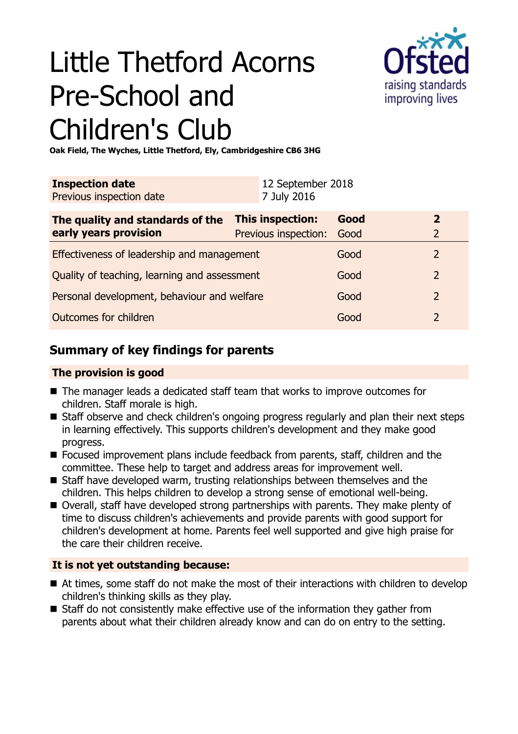# Little Thetford Acorns Pre-School and Children's Club

**Oak Field, The Wyches, Little Thetford, Ely, Cambridgeshire CB6 3HG**

| **Inspection date** | 12 September 2018 |
|---|---|
| Previous inspection date | 7 July 2016 |

| **The quality and standards of the early years provision** | **This inspection:** | **Good** | **2** |
|---|---|---|---|
| | Previous inspection: | Good | 2 |
| Effectiveness of leadership and management | | Good | 2 |
| Quality of teaching, learning and assessment | | Good | 2 |
| Personal development, behaviour and welfare | | Good | 2 |
| Outcomes for children | | Good | 2 |

## Summary of key findings for parents

### The provision is good

- The manager leads a dedicated staff team that works to improve outcomes for children. Staff morale is high.
- Staff observe and check children's ongoing progress regularly and plan their next steps in learning effectively. This supports children's development and they make good progress.
- Focused improvement plans include feedback from parents, staff, children and the committee. These help to target and address areas for improvement well.
- Staff have developed warm, trusting relationships between themselves and the children. This helps children to develop a strong sense of emotional well-being.
- Overall, staff have developed strong partnerships with parents. They make plenty of time to discuss children's achievements and provide parents with good support for children's development at home. Parents feel well supported and give high praise for the care their children receive.

### It is not yet outstanding because:

- At times, some staff do not make the most of their interactions with children to develop children's thinking skills as they play.
- Staff do not consistently make effective use of the information they gather from parents about what their children already know and can do on entry to the setting.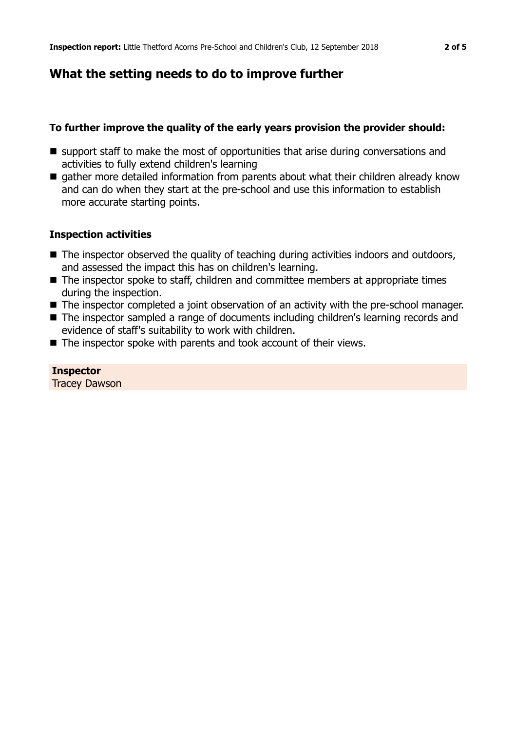## What the setting needs to do to improve further

### To further improve the quality of the early years provision the provider should:

- support staff to make the most of opportunities that arise during conversations and activities to fully extend children's learning
- gather more detailed information from parents about what their children already know and can do when they start at the pre-school and use this information to establish more accurate starting points.

### Inspection activities

- The inspector observed the quality of teaching during activities indoors and outdoors, and assessed the impact this has on children's learning.
- The inspector spoke to staff, children and committee members at appropriate times during the inspection.
- The inspector completed a joint observation of an activity with the pre-school manager.
- The inspector sampled a range of documents including children's learning records and evidence of staff's suitability to work with children.
- The inspector spoke with parents and took account of their views.

**Inspector**
Tracey Dawson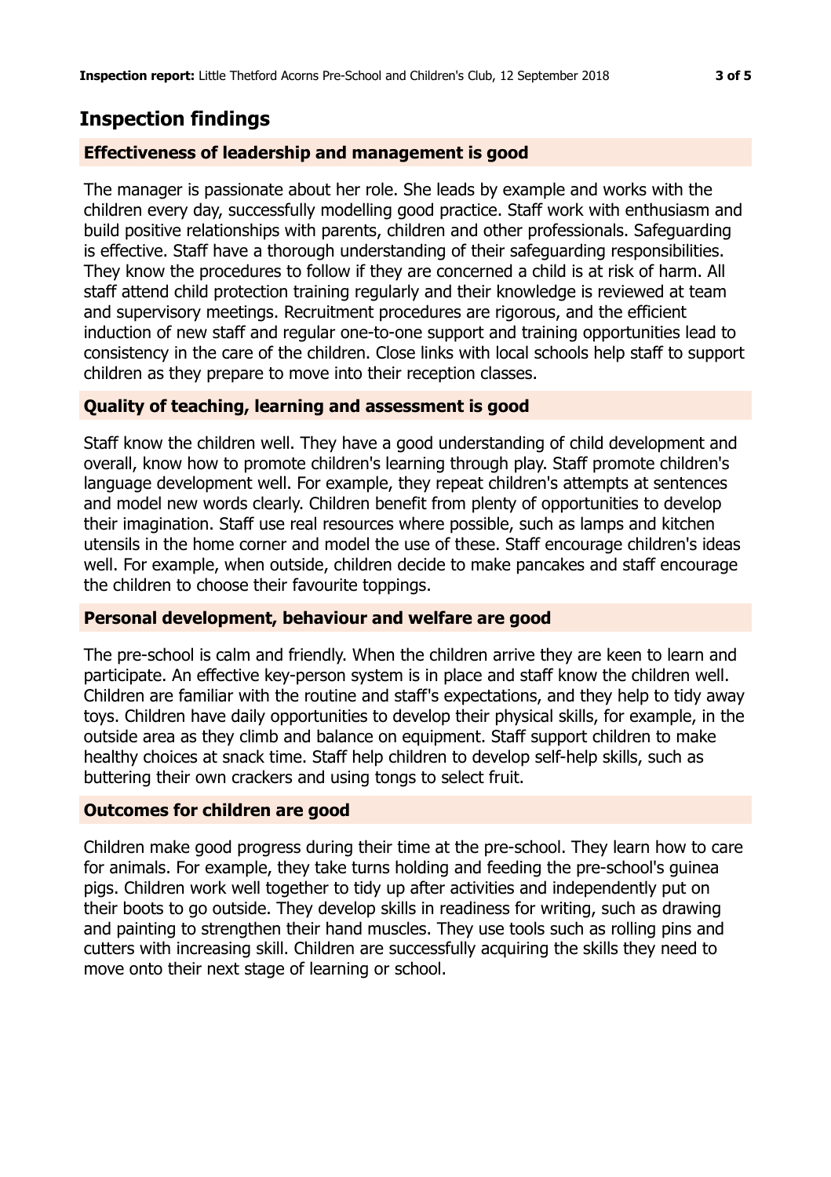## Inspection findings

### Effectiveness of leadership and management is good

The manager is passionate about her role. She leads by example and works with the children every day, successfully modelling good practice. Staff work with enthusiasm and build positive relationships with parents, children and other professionals. Safeguarding is effective. Staff have a thorough understanding of their safeguarding responsibilities. They know the procedures to follow if they are concerned a child is at risk of harm. All staff attend child protection training regularly and their knowledge is reviewed at team and supervisory meetings. Recruitment procedures are rigorous, and the efficient induction of new staff and regular one-to-one support and training opportunities lead to consistency in the care of the children. Close links with local schools help staff to support children as they prepare to move into their reception classes.

### Quality of teaching, learning and assessment is good

Staff know the children well. They have a good understanding of child development and overall, know how to promote children's learning through play. Staff promote children's language development well. For example, they repeat children's attempts at sentences and model new words clearly. Children benefit from plenty of opportunities to develop their imagination. Staff use real resources where possible, such as lamps and kitchen utensils in the home corner and model the use of these. Staff encourage children's ideas well. For example, when outside, children decide to make pancakes and staff encourage the children to choose their favourite toppings.

### Personal development, behaviour and welfare are good

The pre-school is calm and friendly. When the children arrive they are keen to learn and participate. An effective key-person system is in place and staff know the children well. Children are familiar with the routine and staff's expectations, and they help to tidy away toys. Children have daily opportunities to develop their physical skills, for example, in the outside area as they climb and balance on equipment. Staff support children to make healthy choices at snack time. Staff help children to develop self-help skills, such as buttering their own crackers and using tongs to select fruit.

### Outcomes for children are good

Children make good progress during their time at the pre-school. They learn how to care for animals. For example, they take turns holding and feeding the pre-school's guinea pigs. Children work well together to tidy up after activities and independently put on their boots to go outside. They develop skills in readiness for writing, such as drawing and painting to strengthen their hand muscles. They use tools such as rolling pins and cutters with increasing skill. Children are successfully acquiring the skills they need to move onto their next stage of learning or school.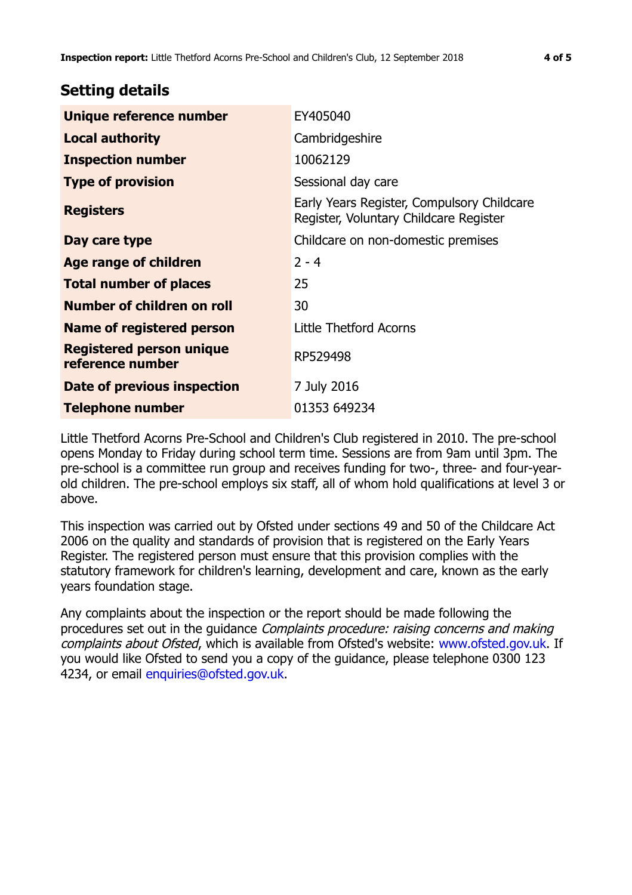## Setting details

| | |
|---|---|
| **Unique reference number** | EY405040 |
| **Local authority** | Cambridgeshire |
| **Inspection number** | 10062129 |
| **Type of provision** | Sessional day care |
| **Registers** | Early Years Register, Compulsory Childcare Register, Voluntary Childcare Register |
| **Day care type** | Childcare on non-domestic premises |
| **Age range of children** | 2 - 4 |
| **Total number of places** | 25 |
| **Number of children on roll** | 30 |
| **Name of registered person** | Little Thetford Acorns |
| **Registered person unique reference number** | RP529498 |
| **Date of previous inspection** | 7 July 2016 |
| **Telephone number** | 01353 649234 |

Little Thetford Acorns Pre-School and Children's Club registered in 2010. The pre-school opens Monday to Friday during school term time. Sessions are from 9am until 3pm. The pre-school is a committee run group and receives funding for two-, three- and four-year-old children. The pre-school employs six staff, all of whom hold qualifications at level 3 or above.

This inspection was carried out by Ofsted under sections 49 and 50 of the Childcare Act 2006 on the quality and standards of provision that is registered on the Early Years Register. The registered person must ensure that this provision complies with the statutory framework for children's learning, development and care, known as the early years foundation stage.

Any complaints about the inspection or the report should be made following the procedures set out in the guidance *Complaints procedure: raising concerns and making complaints about Ofsted*, which is available from Ofsted's website: www.ofsted.gov.uk. If you would like Ofsted to send you a copy of the guidance, please telephone 0300 123 4234, or email enquiries@ofsted.gov.uk.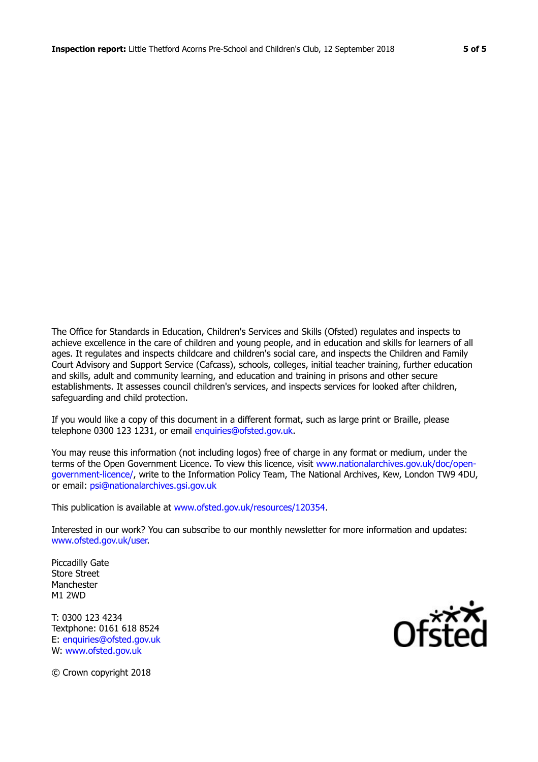The Office for Standards in Education, Children's Services and Skills (Ofsted) regulates and inspects to achieve excellence in the care of children and young people, and in education and skills for learners of all ages. It regulates and inspects childcare and children's social care, and inspects the Children and Family Court Advisory and Support Service (Cafcass), schools, colleges, initial teacher training, further education and skills, adult and community learning, and education and training in prisons and other secure establishments. It assesses council children's services, and inspects services for looked after children, safeguarding and child protection.

If you would like a copy of this document in a different format, such as large print or Braille, please telephone 0300 123 1231, or email enquiries@ofsted.gov.uk.

You may reuse this information (not including logos) free of charge in any format or medium, under the terms of the Open Government Licence. To view this licence, visit www.nationalarchives.gov.uk/doc/open-government-licence/, write to the Information Policy Team, The National Archives, Kew, London TW9 4DU, or email: psi@nationalarchives.gsi.gov.uk

This publication is available at www.ofsted.gov.uk/resources/120354.

Interested in our work? You can subscribe to our monthly newsletter for more information and updates: www.ofsted.gov.uk/user.

Piccadilly Gate
Store Street
Manchester
M1 2WD

T: 0300 123 4234
Textphone: 0161 618 8524
E: enquiries@ofsted.gov.uk
W: www.ofsted.gov.uk

© Crown copyright 2018